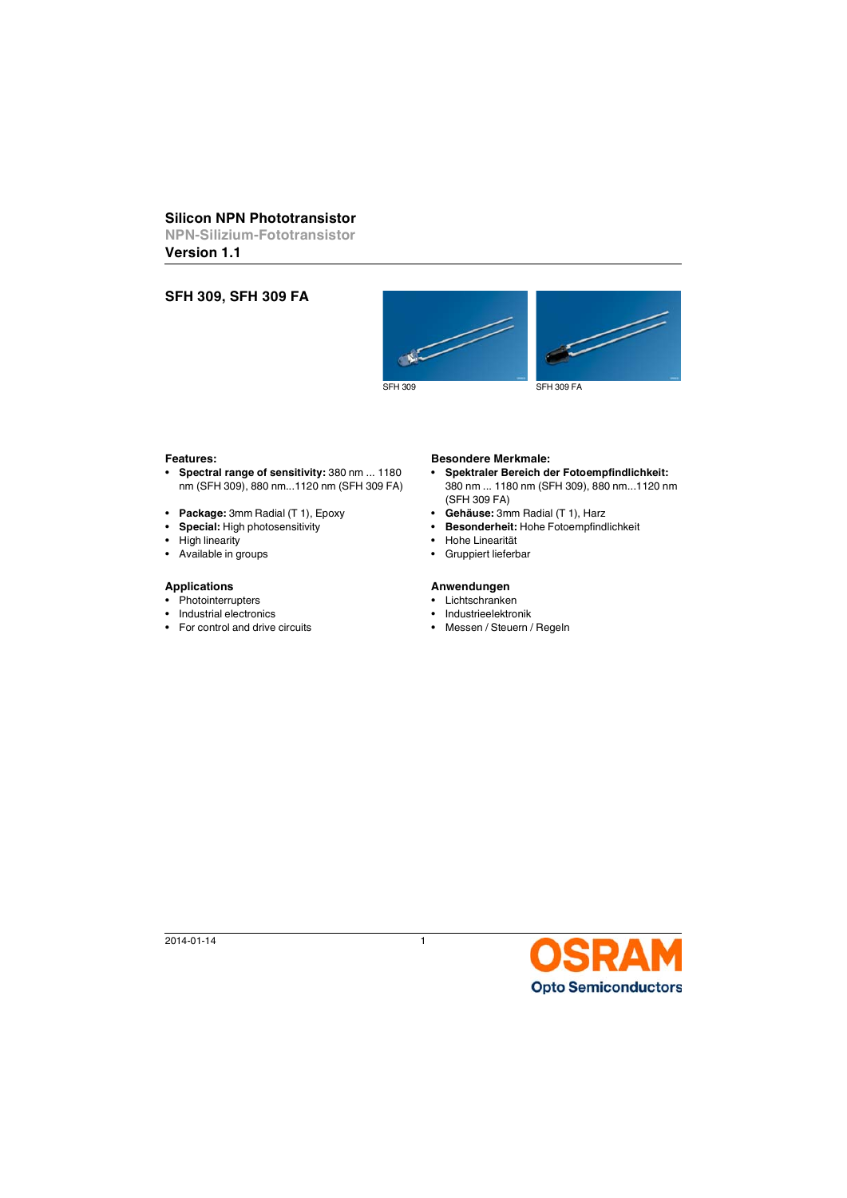# Silicon NPN Phototransistor

**NPN-Silizium-Fototransistor**

**Version 1.1**

## SFH 309, SFH 309 FA

SFH 309

SFH 309 FA

### Features:

- **Spectral range of sensitivity:** 380 nm ... 1180 nm (SFH 309), 880 nm...1120 nm (SFH 309 FA)
- **Package:** 3mm Radial (T 1), Epoxy
- **Special:** High photosensitivity
- High linearity
- Available in groups

### Besondere Merkmale:

- **Spektraler Bereich der Fotoempfindlichkeit:** 380 nm ... 1180 nm (SFH 309), 880 nm...1120 nm (SFH 309 FA)
- **Gehäuse:** 3mm Radial (T 1), Harz
- **Besonderheit:** Hohe Fotoempfindlichkeit
- Hohe Linearität
- Gruppiert lieferbar

### Applications

- Photointerrupters
- Industrial electronics
- For control and drive circuits

### Anwendungen

- Lichtschranken
- Industrieelektronik
- Messen / Steuern / Regeln

2014-01-14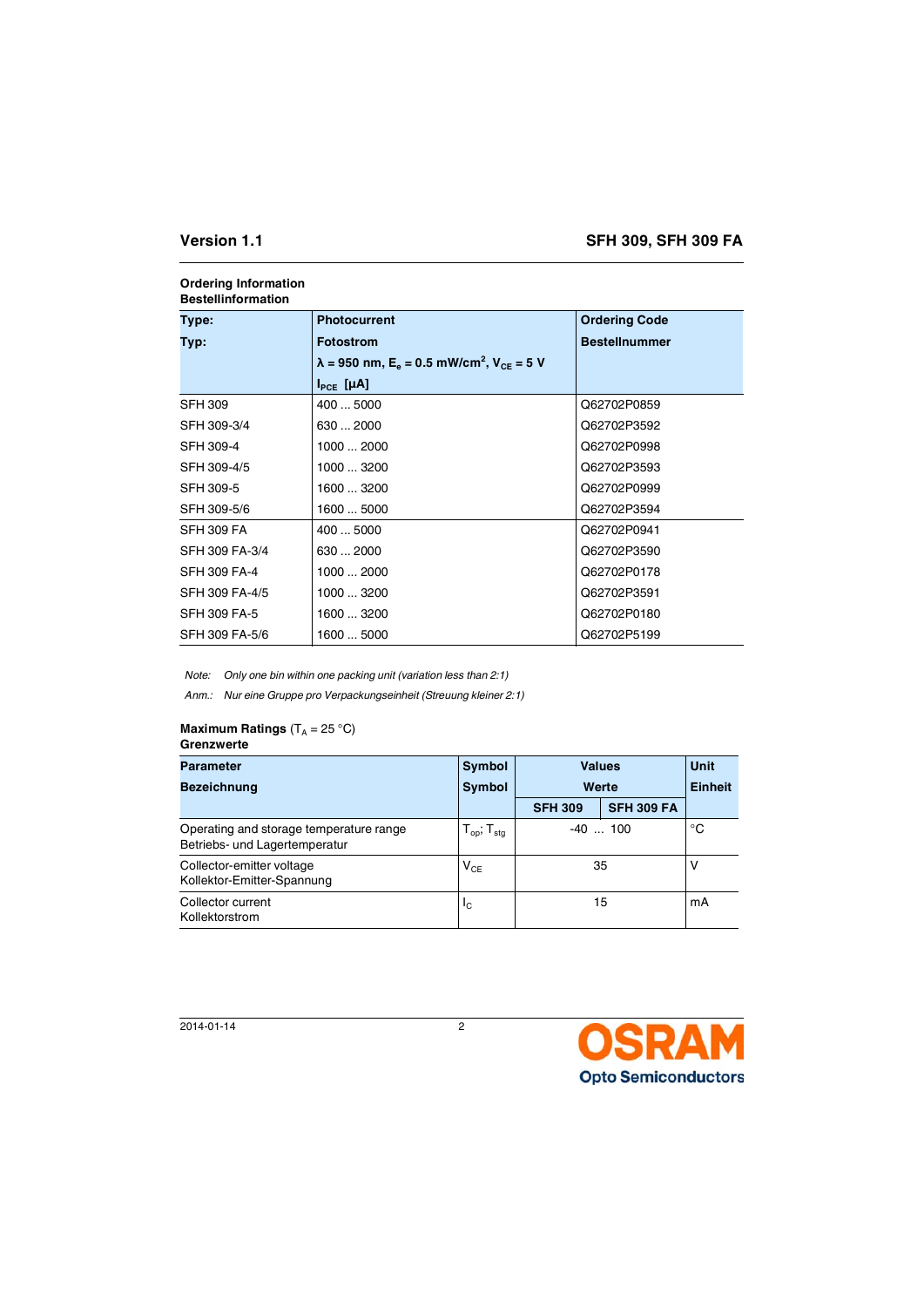**Ordering Information**
**Bestellinformation**

| Type:<br>Typ: | Photocurrent<br>Fotostrom<br>$\lambda$ = 950 nm, $E_e$ = 0.5 mW/cm$^2$, $V_{CE}$ = 5 V<br>$I_{PCE}$ [µA] | Ordering Code<br>Bestellnummer |
|---|---|---|
| SFH 309 | 400 ... 5000 | Q62702P0859 |
| SFH 309-3/4 | 630 ... 2000 | Q62702P3592 |
| SFH 309-4 | 1000 ... 2000 | Q62702P0998 |
| SFH 309-4/5 | 1000 ... 3200 | Q62702P3593 |
| SFH 309-5 | 1600 ... 3200 | Q62702P0999 |
| SFH 309-5/6 | 1600 ... 5000 | Q62702P3594 |
| SFH 309 FA | 400 ... 5000 | Q62702P0941 |
| SFH 309 FA-3/4 | 630 ... 2000 | Q62702P3590 |
| SFH 309 FA-4 | 1000 ... 2000 | Q62702P0178 |
| SFH 309 FA-4/5 | 1000 ... 3200 | Q62702P3591 |
| SFH 309 FA-5 | 1600 ... 3200 | Q62702P0180 |
| SFH 309 FA-5/6 | 1600 ... 5000 | Q62702P5199 |

*Note: Only one bin within one packing unit (variation less than 2:1)*

*Anm.: Nur eine Gruppe pro Verpackungseinheit (Streuung kleiner 2:1)*

**Maximum Ratings** ($T_A$ = 25 °C)
**Grenzwerte**

| Parameter<br>Bezeichnung | Symbol<br>Symbol | Values<br>Werte | | Unit<br>Einheit |
|---|---|---|---|---|
| | | SFH 309 | SFH 309 FA | |
| Operating and storage temperature range<br>Betriebs- und Lagertemperatur | $T_{op}$; $T_{stg}$ | -40 ... 100 | | °C |
| Collector-emitter voltage<br>Kollektor-Emitter-Spannung | $V_{CE}$ | 35 | | V |
| Collector current<br>Kollektorstrom | $I_C$ | 15 | | mA |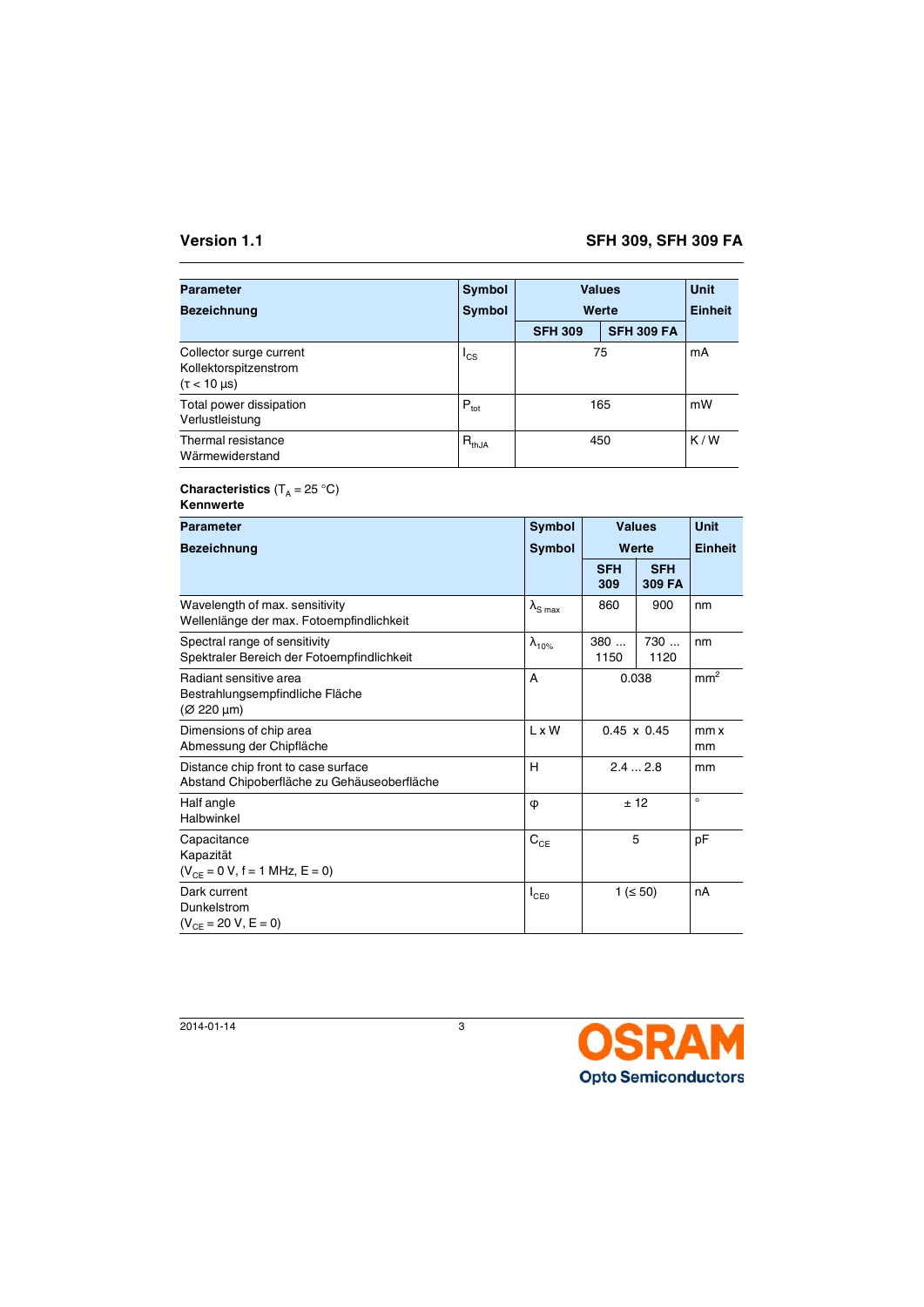| Parameter<br>Bezeichnung | Symbol<br>Symbol | Values<br>Werte | | Unit<br>Einheit |
|---|---|---|---|---|
| | | SFH 309 | SFH 309 FA | |
| Collector surge current<br>Kollektorspitzenstrom<br>($\tau$ < 10 µs) | $I_{CS}$ | 75 | | mA |
| Total power dissipation<br>Verlustleistung | $P_{tot}$ | 165 | | mW |
| Thermal resistance<br>Wärmewiderstand | $R_{thJA}$ | 450 | | K / W |

**Characteristics** ($T_A$ = 25 °C)
**Kennwerte**

| Parameter<br>Bezeichnung | Symbol<br>Symbol | Values<br>Werte | | Unit<br>Einheit |
|---|---|---|---|---|
| | | SFH 309 | SFH 309 FA | |
| Wavelength of max. sensitivity<br>Wellenlänge der max. Fotoempfindlichkeit | $\lambda_{S\ max}$ | 860 | 900 | nm |
| Spectral range of sensitivity<br>Spektraler Bereich der Fotoempfindlichkeit | $\lambda_{10\%}$ | 380 ... 1150 | 730 ... 1120 | nm |
| Radiant sensitive area<br>Bestrahlungsempfindliche Fläche<br>(Ø 220 µm) | A | 0.038 | | $mm^2$ |
| Dimensions of chip area<br>Abmessung der Chipfläche | L x W | 0.45 x 0.45 | | mm x mm |
| Distance chip front to case surface<br>Abstand Chipoberfläche zu Gehäuseoberfläche | H | 2.4 ... 2.8 | | mm |
| Half angle<br>Halbwinkel | $\varphi$ | ± 12 | | ° |
| Capacitance<br>Kapazität<br>($V_{CE}$ = 0 V, f = 1 MHz, E = 0) | $C_{CE}$ | 5 | | pF |
| Dark current<br>Dunkelstrom<br>($V_{CE}$ = 20 V, E = 0) | $I_{CE0}$ | 1 (≤ 50) | | nA |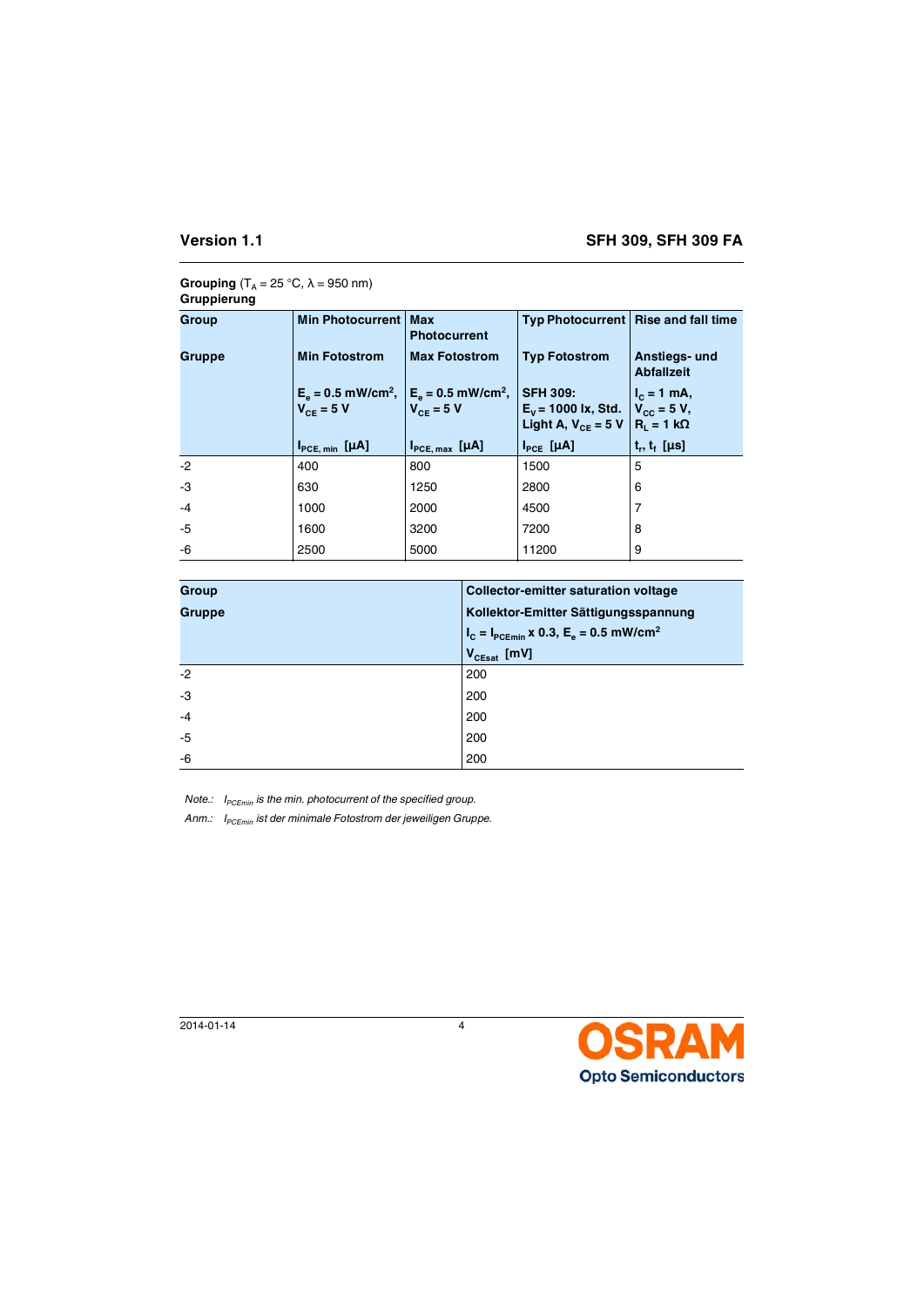**Grouping** ($T_A$ = 25 °C, λ = 950 nm)
**Gruppierung**

| Group<br>Gruppe | Min Photocurrent<br>Min Fotostrom<br>$E_e$ = 0.5 mW/cm$^2$, $V_{CE}$ = 5 V<br>$I_{PCE, min}$ [µA] | Max Photocurrent<br>Max Fotostrom<br>$E_e$ = 0.5 mW/cm$^2$, $V_{CE}$ = 5 V<br>$I_{PCE, max}$ [µA] | Typ Photocurrent<br>Typ Fotostrom<br>SFH 309: $E_V$ = 1000 lx, Std. Light A, $V_{CE}$ = 5 V<br>$I_{PCE}$ [µA] | Rise and fall time<br>Anstiegs- und Abfallzeit<br>$I_C$ = 1 mA, $V_{CC}$ = 5 V, $R_L$ = 1 kΩ<br>$t_r$, $t_f$ [µs] |
|---|---|---|---|---|
| -2 | 400 | 800 | 1500 | 5 |
| -3 | 630 | 1250 | 2800 | 6 |
| -4 | 1000 | 2000 | 4500 | 7 |
| -5 | 1600 | 3200 | 7200 | 8 |
| -6 | 2500 | 5000 | 11200 | 9 |

| Group<br>Gruppe | Collector-emitter saturation voltage<br>Kollektor-Emitter Sättigungsspannung<br>$I_C = I_{PCEmin}$ x 0.3, $E_e$ = 0.5 mW/cm$^2$<br>$V_{CEsat}$ [mV] |
|---|---|
| -2 | 200 |
| -3 | 200 |
| -4 | 200 |
| -5 | 200 |
| -6 | 200 |

*Note.: $I_{PCEmin}$ is the min. photocurrent of the specified group.*

*Anm.: $I_{PCEmin}$ ist der minimale Fotostrom der jeweiligen Gruppe.*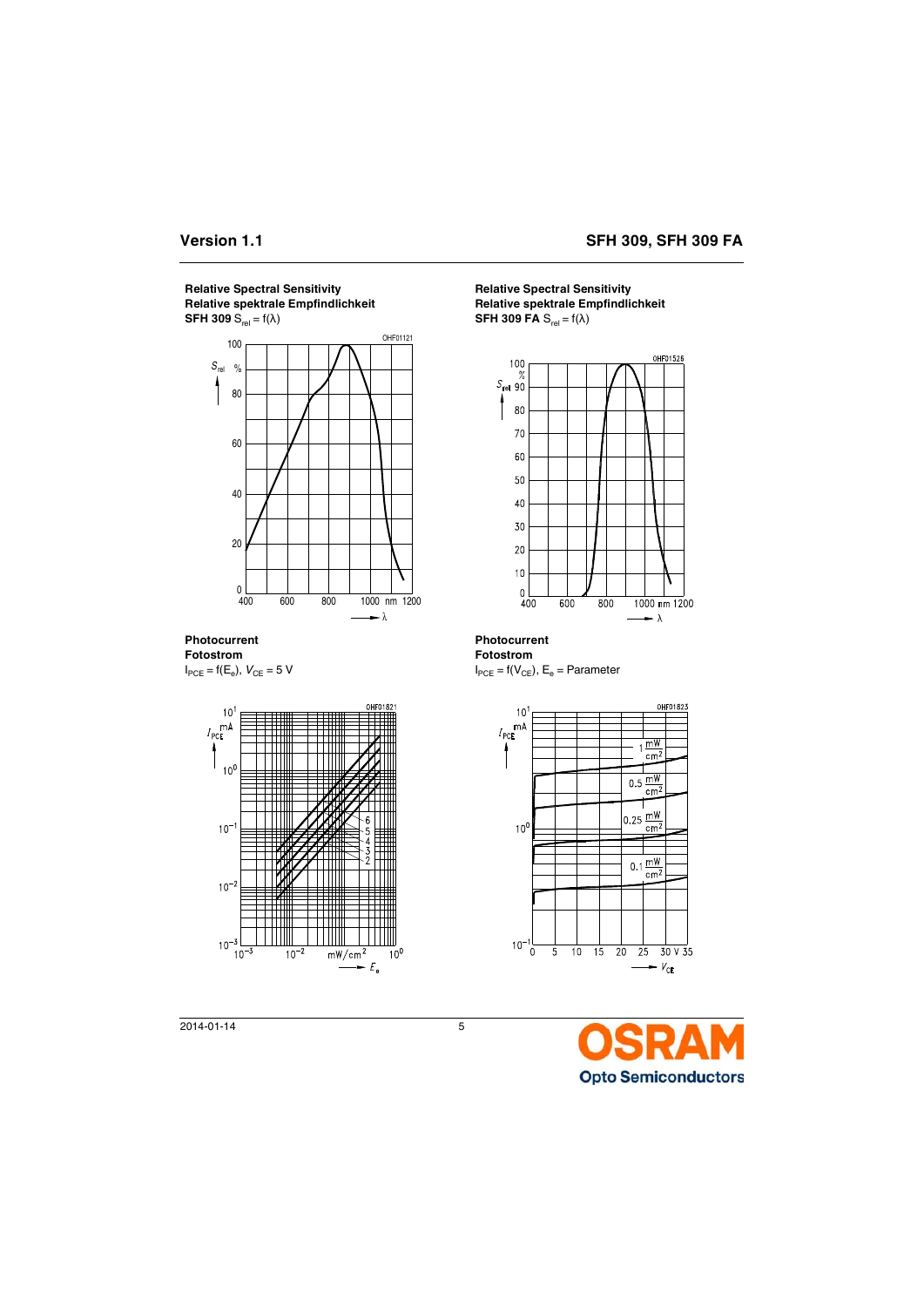**Relative Spectral Sensitivity**
**Relative spektrale Empfindlichkeit**
**SFH 309** $S_{rel} = f(\lambda)$

**Relative Spectral Sensitivity**
**Relative spektrale Empfindlichkeit**
**SFH 309 FA** $S_{rel} = f(\lambda)$

**Photocurrent**
**Fotostrom**
$I_{PCE} = f(E_e)$, $V_{CE} = 5$ V

**Photocurrent**
**Fotostrom**
$I_{PCE} = f(V_{CE})$, $E_e$ = Parameter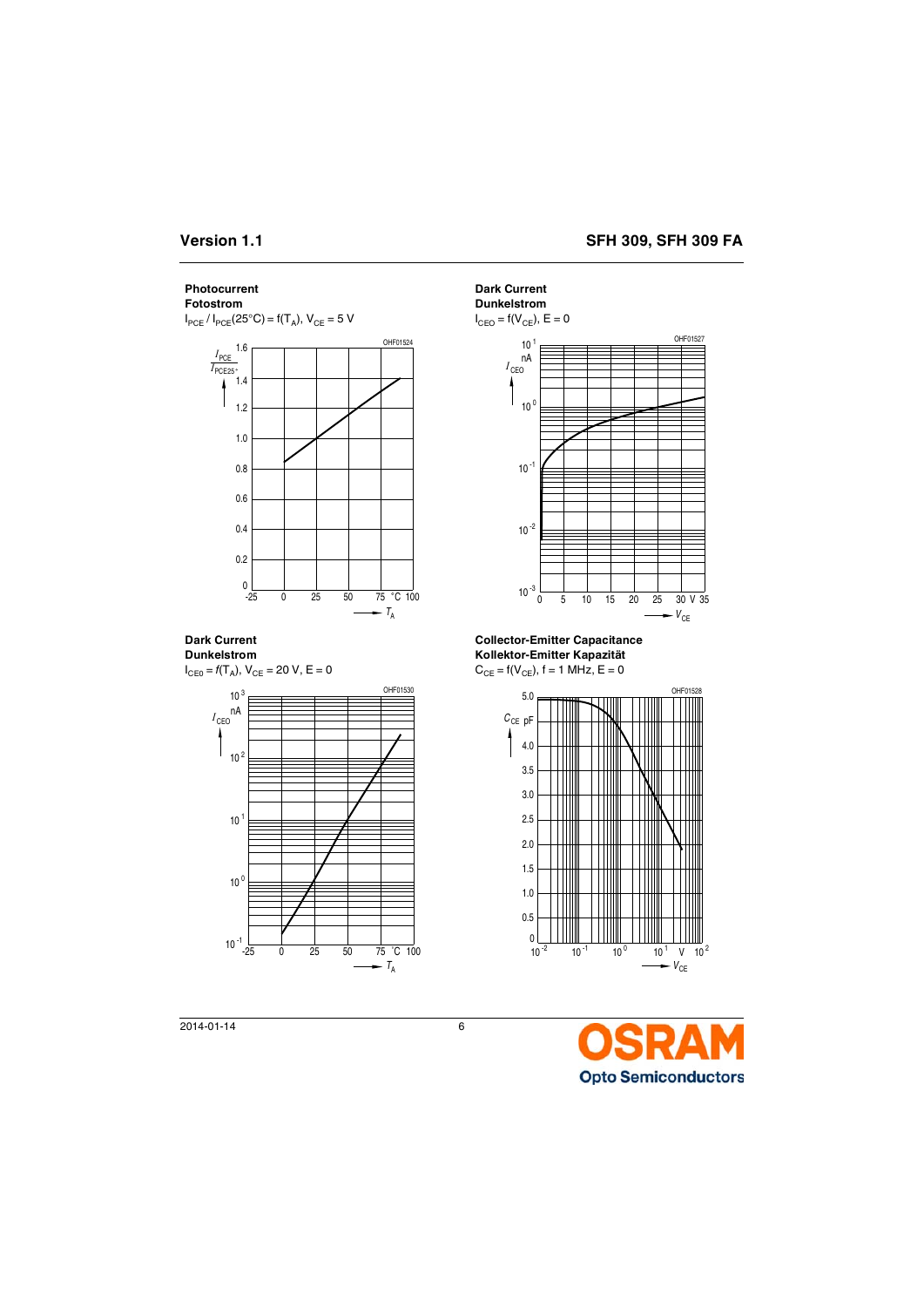**Photocurrent**
**Fotostrom**
$I_{PCE} / I_{PCE}(25°C) = f(T_A)$, $V_{CE} = 5$ V

OHF01524

$\frac{I_{PCE}}{I_{PCE25°}}$

1.6, 1.4, 1.2, 1.0, 0.8, 0.6, 0.4, 0.2, 0

-25, 0, 25, 50, 75 °C 100 → $T_A$

**Dark Current**
**Dunkelstrom**
$I_{CEO} = f(V_{CE})$, E = 0

OHF01527

$I_{CEO}$ nA

$10^1$, $10^0$, $10^{-1}$, $10^{-2}$, $10^{-3}$

0, 5, 10, 15, 20, 25, 30 V 35 → $V_{CE}$

**Dark Current**
**Dunkelstrom**
$I_{CE0} = f(T_A)$, $V_{CE} = 20$ V, E = 0

OHF01530

$I_{CEO}$ nA

$10^3$, $10^2$, $10^1$, $10^0$, $10^{-1}$

-25, 0, 25, 50, 75 °C 100 → $T_A$

**Collector-Emitter Capacitance**
**Kollektor-Emitter Kapazität**
$C_{CE} = f(V_{CE})$, f = 1 MHz, E = 0

OHF01528

$C_{CE}$ pF

5.0, 4.0, 3.5, 3.0, 2.5, 2.0, 1.5, 1.0, 0.5, 0

$10^{-2}$, $10^{-1}$, $10^0$, $10^1$ V $10^2$ → $V_{CE}$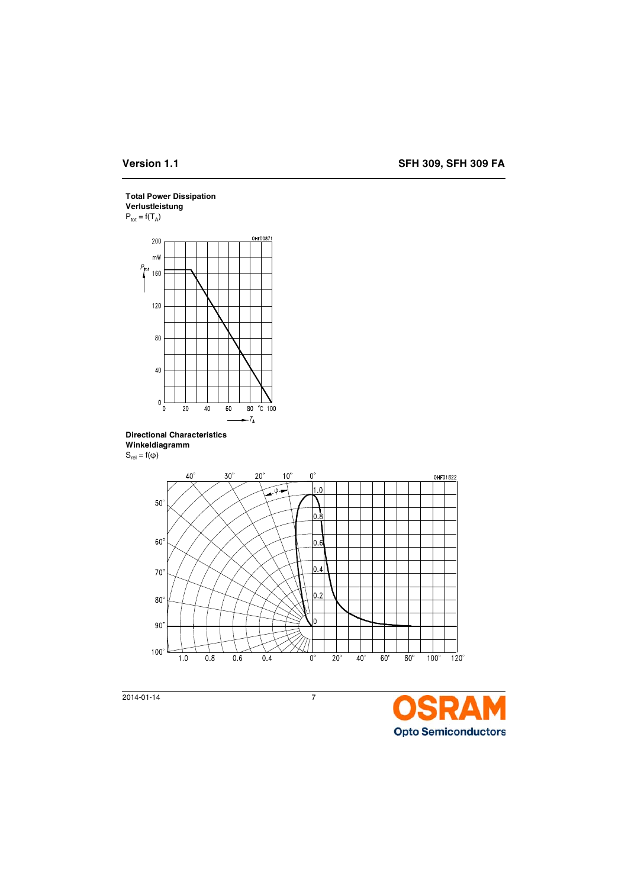**Total Power Dissipation**
**Verlustleistung**
$P_{tot} = f(T_A)$

**Directional Characteristics**
**Winkeldiagramm**
$S_{rel} = f(\varphi)$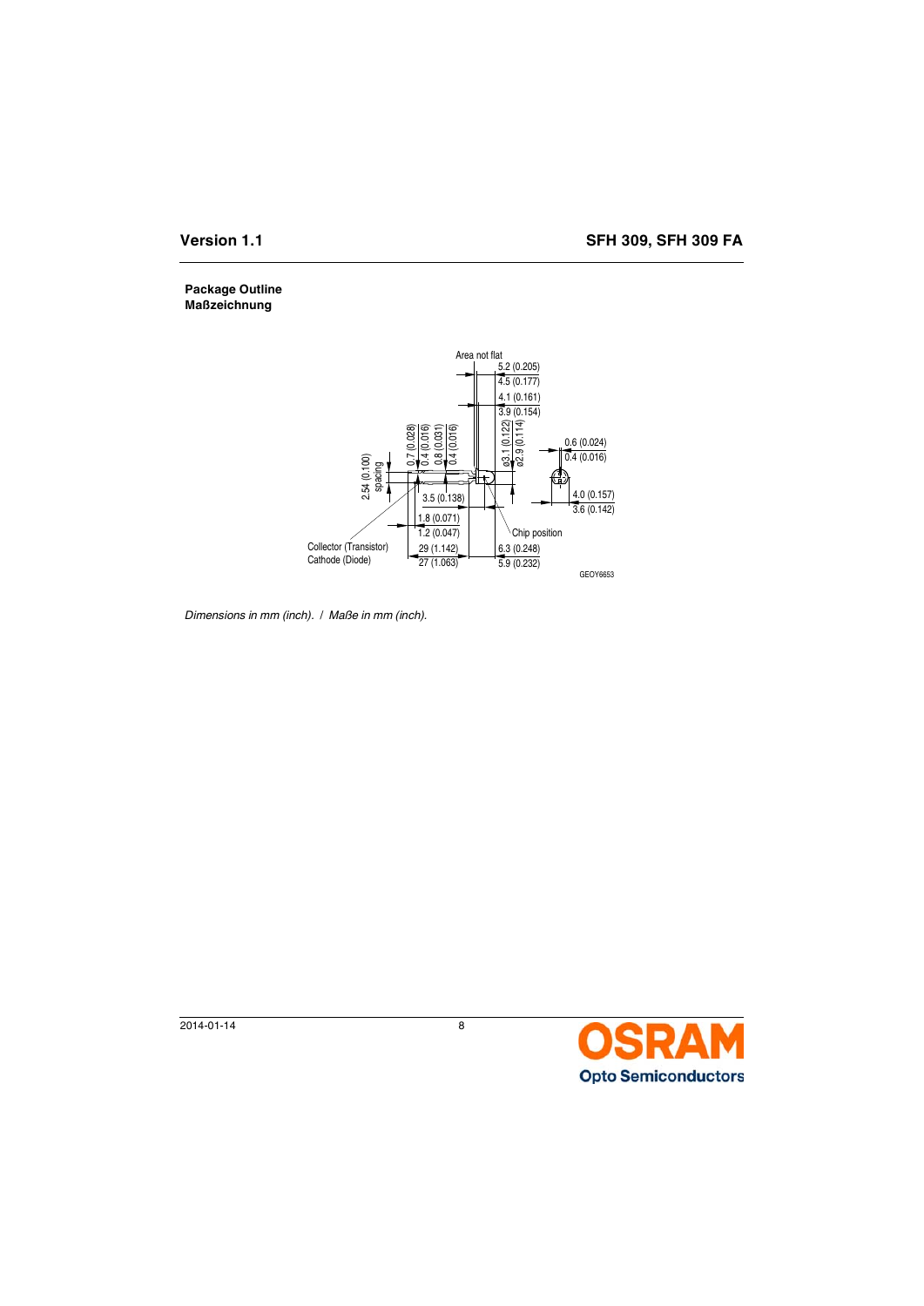**Package Outline**
**Maßzeichnung**

Area not flat

5.2 (0.205)
4.5 (0.177)
4.1 (0.161)
3.9 (0.154)

2.54 (0.100) spacing
0.7 (0.028)
0.4 (0.016)
0.8 (0.031)
0.4 (0.016)
ø3.1 (0.122)
ø2.9 (0.114)

0.6 (0.024)
0.4 (0.016)

3.5 (0.138)
1.8 (0.071)
1.2 (0.047)
29 (1.142)
27 (1.063)
6.3 (0.248)
5.9 (0.232)
4.0 (0.157)
3.6 (0.142)

Chip position

Collector (Transistor)
Cathode (Diode)

GEOY6653

*Dimensions in mm (inch). / Maße in mm (inch).*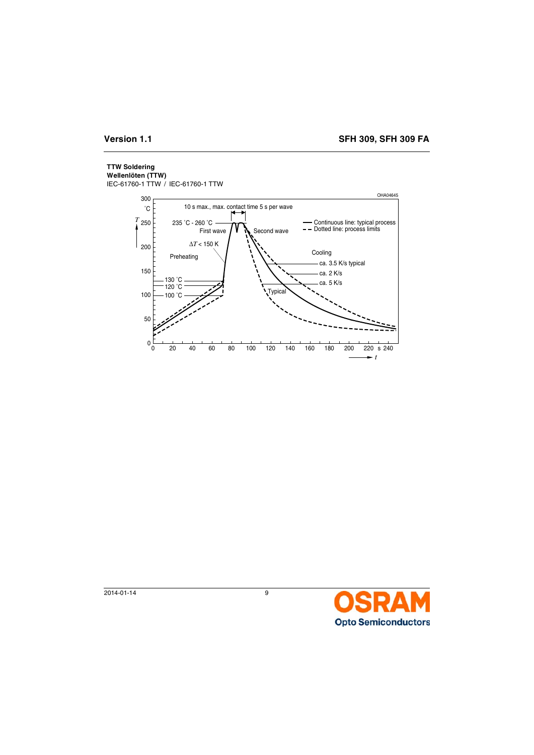**TTW Soldering**
**Wellenlöten (TTW)**
IEC-61760-1 TTW / IEC-61760-1 TTW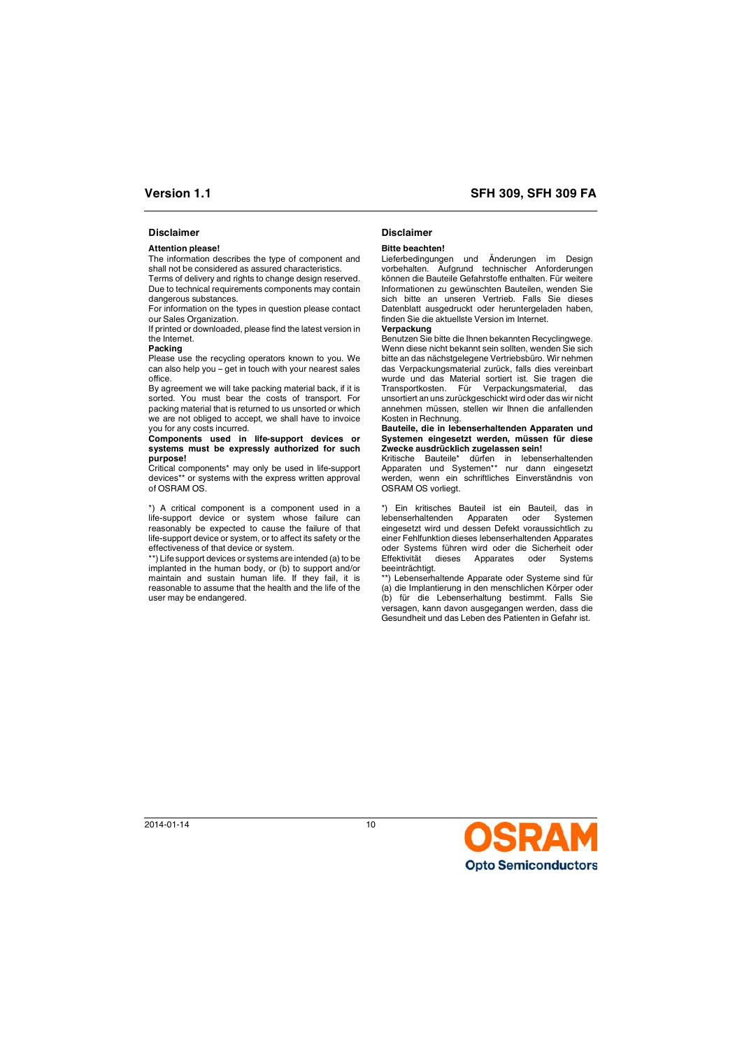## Disclaimer

**Attention please!**

The information describes the type of component and shall not be considered as assured characteristics.

Terms of delivery and rights to change design reserved.

Due to technical requirements components may contain dangerous substances.

For information on the types in question please contact our Sales Organization.

If printed or downloaded, please find the latest version in the Internet.

**Packing**

Please use the recycling operators known to you. We can also help you – get in touch with your nearest sales office.

By agreement we will take packing material back, if it is sorted. You must bear the costs of transport. For packing material that is returned to us unsorted or which we are not obliged to accept, we shall have to invoice you for any costs incurred.

**Components used in life-support devices or systems must be expressly authorized for such purpose!**

Critical components* may only be used in life-support devices** or systems with the express written approval of OSRAM OS.

*) A critical component is a component used in a life-support device or system whose failure can reasonably be expected to cause the failure of that life-support device or system, or to affect its safety or the effectiveness of that device or system.

**) Life support devices or systems are intended (a) to be implanted in the human body, or (b) to support and/or maintain and sustain human life. If they fail, it is reasonable to assume that the health and the life of the user may be endangered.

## Disclaimer

**Bitte beachten!**

Lieferbedingungen und Änderungen im Design vorbehalten. Aufgrund technischer Anforderungen können die Bauteile Gefahrstoffe enthalten. Für weitere Informationen zu gewünschten Bauteilen, wenden Sie sich bitte an unseren Vertrieb. Falls Sie dieses Datenblatt ausgedruckt oder heruntergeladen haben, finden Sie die aktuellste Version im Internet.

**Verpackung**

Benutzen Sie bitte die Ihnen bekannten Recyclingwege. Wenn diese nicht bekannt sein sollten, wenden Sie sich bitte an das nächstgelegene Vertriebsbüro. Wir nehmen das Verpackungsmaterial zurück, falls dies vereinbart wurde und das Material sortiert ist. Sie tragen die Transportkosten. Für Verpackungsmaterial, das unsortiert an uns zurückgeschickt wird oder das wir nicht annehmen müssen, stellen wir Ihnen die anfallenden Kosten in Rechnung.

**Bauteile, die in lebenserhaltenden Apparaten und Systemen eingesetzt werden, müssen für diese Zwecke ausdrücklich zugelassen sein!**

Kritische Bauteile* dürfen in lebenserhaltenden Apparaten und Systemen** nur dann eingesetzt werden, wenn ein schriftliches Einverständnis von OSRAM OS vorliegt.

*) Ein kritisches Bauteil ist ein Bauteil, das in lebenserhaltenden Apparaten oder Systemen eingesetzt wird und dessen Defekt voraussichtlich zu einer Fehlfunktion dieses lebenserhaltenden Apparates oder Systems führen wird oder die Sicherheit oder Effektivität dieses Apparates oder Systems beeinträchtigt.

**) Lebenserhaltende Apparate oder Systeme sind für (a) die Implantierung in den menschlichen Körper oder (b) für die Lebenserhaltung bestimmt. Falls Sie versagen, kann davon ausgegangen werden, dass die Gesundheit und das Leben des Patienten in Gefahr ist.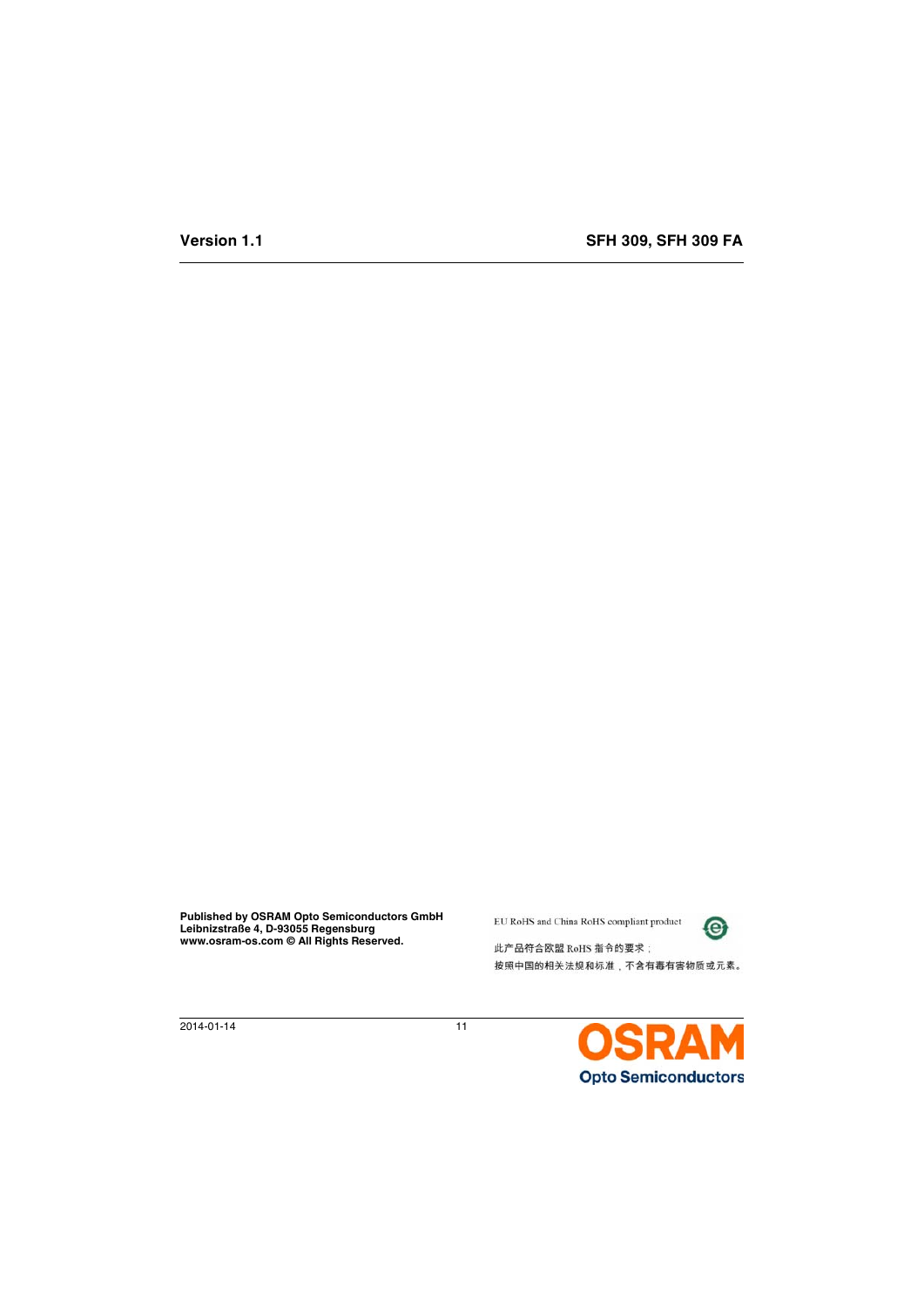**Published by OSRAM Opto Semiconductors GmbH**
**Leibnizstraße 4, D-93055 Regensburg**
**www.osram-os.com © All Rights Reserved.**

EU RoHS and China RoHS compliant product

此产品符合欧盟 RoHS 指令的要求；

按照中国的相关法规和标准，不含有毒有害物质或元素。